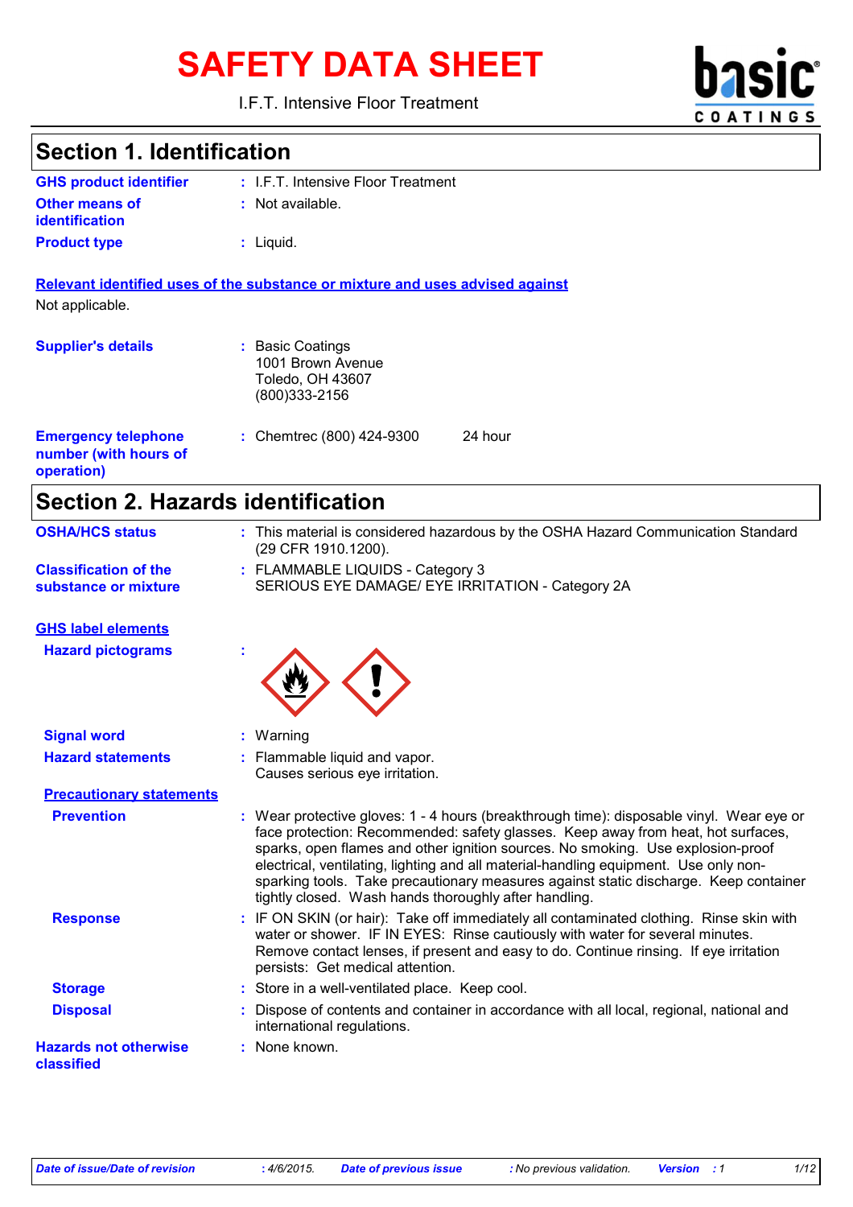# SAFETY DATA SHEET

I.F.T. Intensive Floor Treatment

## Section 1. Identification

**GHS product identifier** : I.F.T. Intensive Floor Treatment

**Other means of identification** : Not available.

**Product type** : Liquid.

**Relevant identified uses of the substance or mixture and uses advised against**

Not applicable.

**Supplier's details** : Basic Coatings
1001 Brown Avenue
Toledo, OH 43607
(800)333-2156

**Emergency telephone number (with hours of operation)** : Chemtrec (800) 424-9300 24 hour

## Section 2. Hazards identification

**OSHA/HCS status** : This material is considered hazardous by the OSHA Hazard Communication Standard (29 CFR 1910.1200).

**Classification of the substance or mixture** : FLAMMABLE LIQUIDS - Category 3
SERIOUS EYE DAMAGE/ EYE IRRITATION - Category 2A

**GHS label elements**

**Hazard pictograms** :

**Signal word** : Warning

**Hazard statements** : Flammable liquid and vapor.
Causes serious eye irritation.

**Precautionary statements**

**Prevention** : Wear protective gloves: 1 - 4 hours (breakthrough time): disposable vinyl. Wear eye or face protection: Recommended: safety glasses. Keep away from heat, hot surfaces, sparks, open flames and other ignition sources. No smoking. Use explosion-proof electrical, ventilating, lighting and all material-handling equipment. Use only non-sparking tools. Take precautionary measures against static discharge. Keep container tightly closed. Wash hands thoroughly after handling.

**Response** : IF ON SKIN (or hair): Take off immediately all contaminated clothing. Rinse skin with water or shower. IF IN EYES: Rinse cautiously with water for several minutes. Remove contact lenses, if present and easy to do. Continue rinsing. If eye irritation persists: Get medical attention.

**Storage** : Store in a well-ventilated place. Keep cool.

**Disposal** : Dispose of contents and container in accordance with all local, regional, national and international regulations.

**Hazards not otherwise classified** : None known.

*Date of issue/Date of revision* : 4/6/2015. *Date of previous issue* : No previous validation. *Version* : 1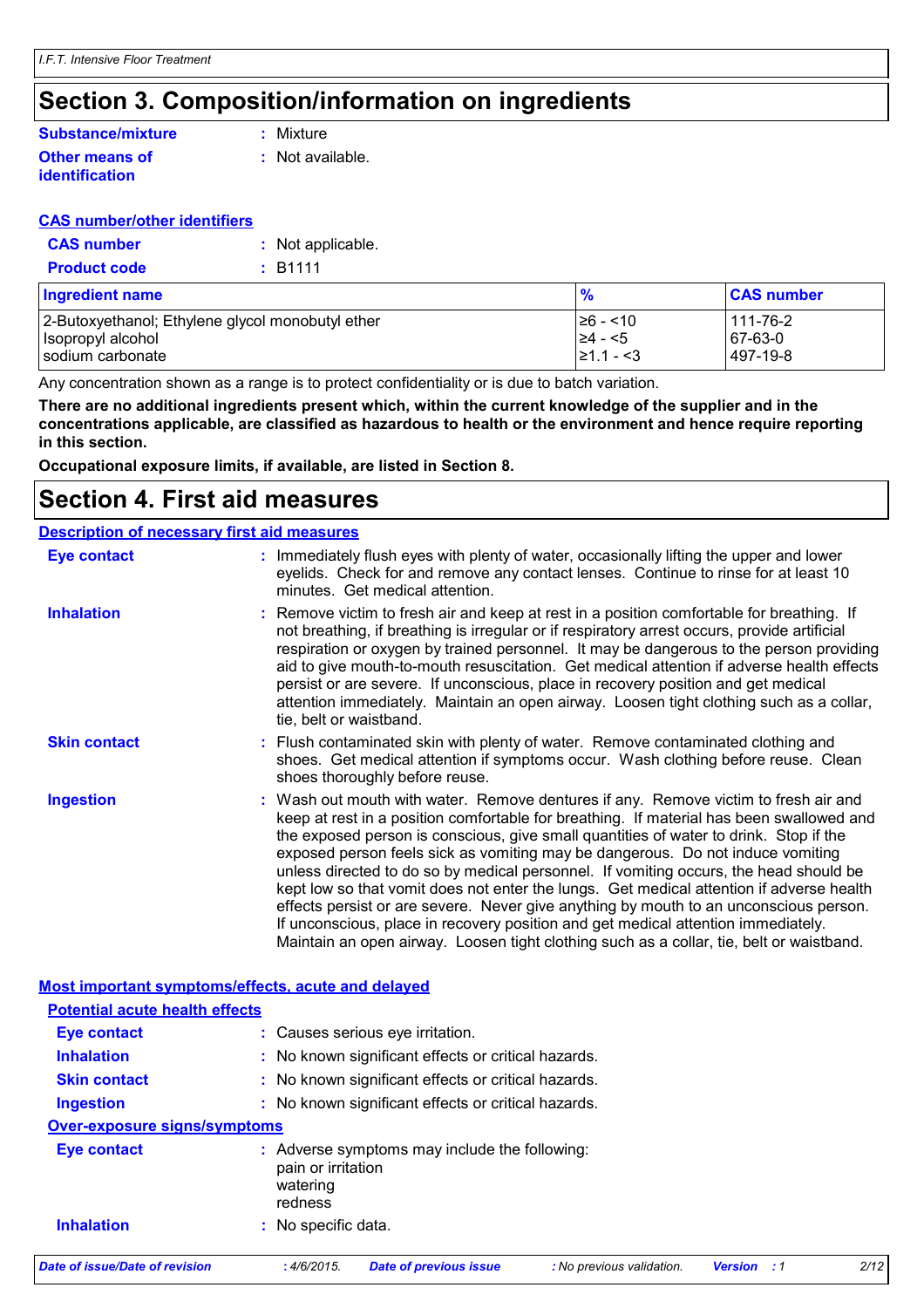# Section 3. Composition/information on ingredients

**Substance/mixture** : Mixture

**Other means of identification** : Not available.

**CAS number/other identifiers**

**CAS number** : Not applicable.

**Product code** : B1111

| Ingredient name | % | CAS number |
|---|---|---|
| 2-Butoxyethanol; Ethylene glycol monobutyl ether | ≥6 - <10 | 111-76-2 |
| Isopropyl alcohol | ≥4 - <5 | 67-63-0 |
| sodium carbonate | ≥1.1 - <3 | 497-19-8 |

Any concentration shown as a range is to protect confidentiality or is due to batch variation.

**There are no additional ingredients present which, within the current knowledge of the supplier and in the concentrations applicable, are classified as hazardous to health or the environment and hence require reporting in this section.**

**Occupational exposure limits, if available, are listed in Section 8.**

# Section 4. First aid measures

**Description of necessary first aid measures**

**Eye contact** : Immediately flush eyes with plenty of water, occasionally lifting the upper and lower eyelids. Check for and remove any contact lenses. Continue to rinse for at least 10 minutes. Get medical attention.

**Inhalation** : Remove victim to fresh air and keep at rest in a position comfortable for breathing. If not breathing, if breathing is irregular or if respiratory arrest occurs, provide artificial respiration or oxygen by trained personnel. It may be dangerous to the person providing aid to give mouth-to-mouth resuscitation. Get medical attention if adverse health effects persist or are severe. If unconscious, place in recovery position and get medical attention immediately. Maintain an open airway. Loosen tight clothing such as a collar, tie, belt or waistband.

**Skin contact** : Flush contaminated skin with plenty of water. Remove contaminated clothing and shoes. Get medical attention if symptoms occur. Wash clothing before reuse. Clean shoes thoroughly before reuse.

**Ingestion** : Wash out mouth with water. Remove dentures if any. Remove victim to fresh air and keep at rest in a position comfortable for breathing. If material has been swallowed and the exposed person is conscious, give small quantities of water to drink. Stop if the exposed person feels sick as vomiting may be dangerous. Do not induce vomiting unless directed to do so by medical personnel. If vomiting occurs, the head should be kept low so that vomit does not enter the lungs. Get medical attention if adverse health effects persist or are severe. Never give anything by mouth to an unconscious person. If unconscious, place in recovery position and get medical attention immediately. Maintain an open airway. Loosen tight clothing such as a collar, tie, belt or waistband.

**Most important symptoms/effects, acute and delayed**

**Potential acute health effects**

**Eye contact** : Causes serious eye irritation.

**Inhalation** : No known significant effects or critical hazards.

**Skin contact** : No known significant effects or critical hazards.

**Ingestion** : No known significant effects or critical hazards.

**Over-exposure signs/symptoms**

**Eye contact** : Adverse symptoms may include the following:
pain or irritation
watering
redness

**Inhalation** : No specific data.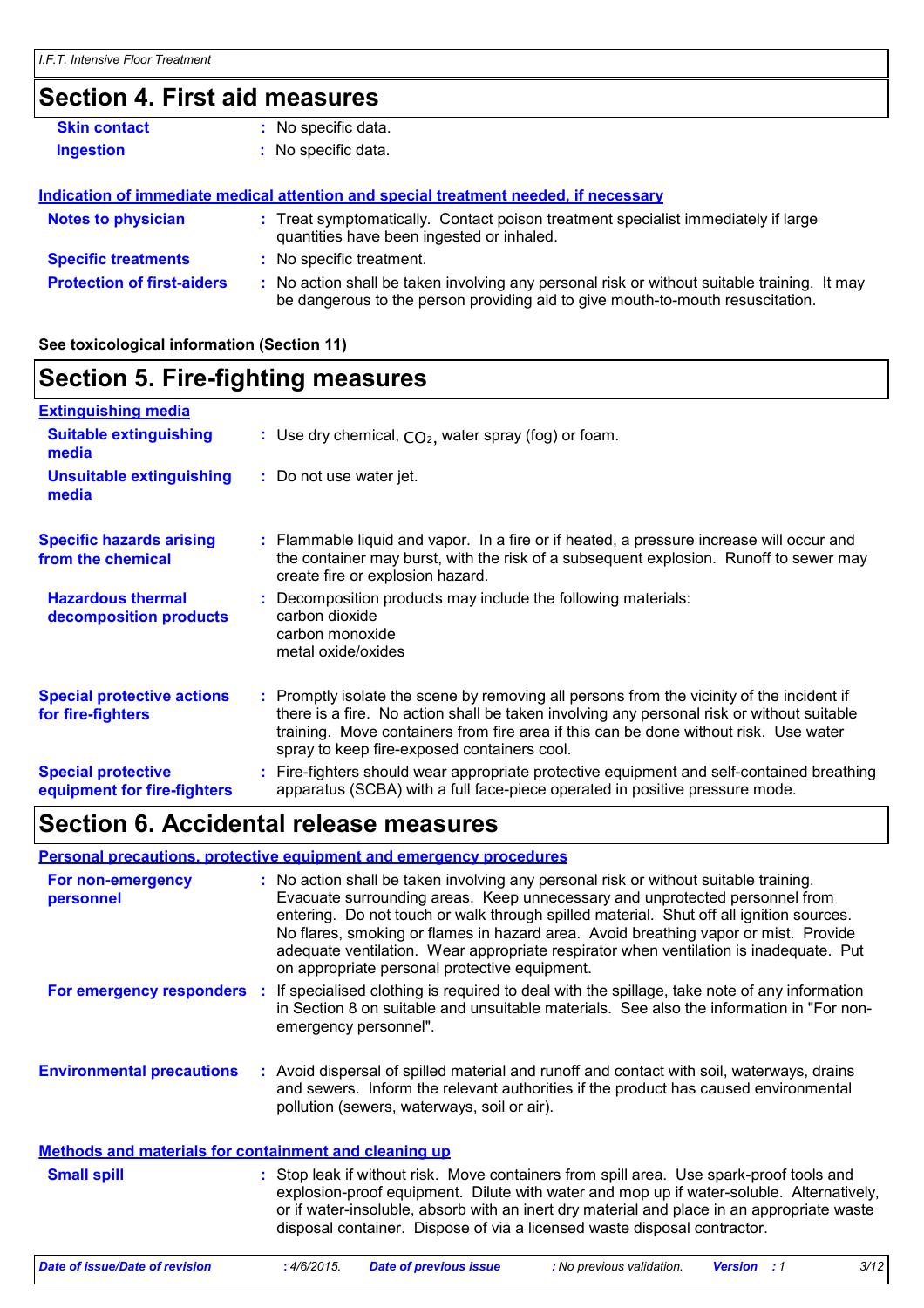## Section 4. First aid measures

**Skin contact** : No specific data.

**Ingestion** : No specific data.

**Indication of immediate medical attention and special treatment needed, if necessary**

**Notes to physician** : Treat symptomatically. Contact poison treatment specialist immediately if large quantities have been ingested or inhaled.

**Specific treatments** : No specific treatment.

**Protection of first-aiders** : No action shall be taken involving any personal risk or without suitable training. It may be dangerous to the person providing aid to give mouth-to-mouth resuscitation.

**See toxicological information (Section 11)**

## Section 5. Fire-fighting measures

**Extinguishing media**

**Suitable extinguishing media** : Use dry chemical, $CO_2$, water spray (fog) or foam.

**Unsuitable extinguishing media** : Do not use water jet.

**Specific hazards arising from the chemical** : Flammable liquid and vapor. In a fire or if heated, a pressure increase will occur and the container may burst, with the risk of a subsequent explosion. Runoff to sewer may create fire or explosion hazard.

**Hazardous thermal decomposition products** : Decomposition products may include the following materials:
carbon dioxide
carbon monoxide
metal oxide/oxides

**Special protective actions for fire-fighters** : Promptly isolate the scene by removing all persons from the vicinity of the incident if there is a fire. No action shall be taken involving any personal risk or without suitable training. Move containers from fire area if this can be done without risk. Use water spray to keep fire-exposed containers cool.

**Special protective equipment for fire-fighters** : Fire-fighters should wear appropriate protective equipment and self-contained breathing apparatus (SCBA) with a full face-piece operated in positive pressure mode.

## Section 6. Accidental release measures

**Personal precautions, protective equipment and emergency procedures**

**For non-emergency personnel** : No action shall be taken involving any personal risk or without suitable training. Evacuate surrounding areas. Keep unnecessary and unprotected personnel from entering. Do not touch or walk through spilled material. Shut off all ignition sources. No flares, smoking or flames in hazard area. Avoid breathing vapor or mist. Provide adequate ventilation. Wear appropriate respirator when ventilation is inadequate. Put on appropriate personal protective equipment.

**For emergency responders** : If specialised clothing is required to deal with the spillage, take note of any information in Section 8 on suitable and unsuitable materials. See also the information in "For non-emergency personnel".

**Environmental precautions** : Avoid dispersal of spilled material and runoff and contact with soil, waterways, drains and sewers. Inform the relevant authorities if the product has caused environmental pollution (sewers, waterways, soil or air).

**Methods and materials for containment and cleaning up**

**Small spill** : Stop leak if without risk. Move containers from spill area. Use spark-proof tools and explosion-proof equipment. Dilute with water and mop up if water-soluble. Alternatively, or if water-insoluble, absorb with an inert dry material and place in an appropriate waste disposal container. Dispose of via a licensed waste disposal contractor.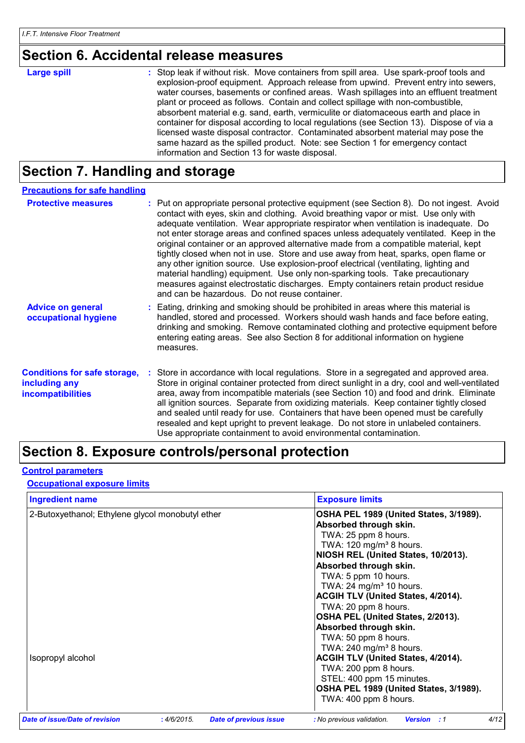# Section 6. Accidental release measures

**Large spill** : Stop leak if without risk. Move containers from spill area. Use spark-proof tools and explosion-proof equipment. Approach release from upwind. Prevent entry into sewers, water courses, basements or confined areas. Wash spillages into an effluent treatment plant or proceed as follows. Contain and collect spillage with non-combustible, absorbent material e.g. sand, earth, vermiculite or diatomaceous earth and place in container for disposal according to local regulations (see Section 13). Dispose of via a licensed waste disposal contractor. Contaminated absorbent material may pose the same hazard as the spilled product. Note: see Section 1 for emergency contact information and Section 13 for waste disposal.

# Section 7. Handling and storage

## Precautions for safe handling

**Protective measures** : Put on appropriate personal protective equipment (see Section 8). Do not ingest. Avoid contact with eyes, skin and clothing. Avoid breathing vapor or mist. Use only with adequate ventilation. Wear appropriate respirator when ventilation is inadequate. Do not enter storage areas and confined spaces unless adequately ventilated. Keep in the original container or an approved alternative made from a compatible material, kept tightly closed when not in use. Store and use away from heat, sparks, open flame or any other ignition source. Use explosion-proof electrical (ventilating, lighting and material handling) equipment. Use only non-sparking tools. Take precautionary measures against electrostatic discharges. Empty containers retain product residue and can be hazardous. Do not reuse container.

**Advice on general occupational hygiene** : Eating, drinking and smoking should be prohibited in areas where this material is handled, stored and processed. Workers should wash hands and face before eating, drinking and smoking. Remove contaminated clothing and protective equipment before entering eating areas. See also Section 8 for additional information on hygiene measures.

**Conditions for safe storage, including any incompatibilities** : Store in accordance with local regulations. Store in a segregated and approved area. Store in original container protected from direct sunlight in a dry, cool and well-ventilated area, away from incompatible materials (see Section 10) and food and drink. Eliminate all ignition sources. Separate from oxidizing materials. Keep container tightly closed and sealed until ready for use. Containers that have been opened must be carefully resealed and kept upright to prevent leakage. Do not store in unlabeled containers. Use appropriate containment to avoid environmental contamination.

# Section 8. Exposure controls/personal protection

## Control parameters

### Occupational exposure limits

| Ingredient name | Exposure limits |
| --- | --- |
| 2-Butoxyethanol; Ethylene glycol monobutyl ether | **OSHA PEL 1989 (United States, 3/1989). Absorbed through skin.**<br>TWA: 25 ppm 8 hours.<br>TWA: 120 mg/m³ 8 hours.<br>**NIOSH REL (United States, 10/2013). Absorbed through skin.**<br>TWA: 5 ppm 10 hours.<br>TWA: 24 mg/m³ 10 hours.<br>**ACGIH TLV (United States, 4/2014).**<br>TWA: 20 ppm 8 hours.<br>**OSHA PEL (United States, 2/2013). Absorbed through skin.**<br>TWA: 50 ppm 8 hours.<br>TWA: 240 mg/m³ 8 hours. |
| Isopropyl alcohol | **ACGIH TLV (United States, 4/2014).**<br>TWA: 200 ppm 8 hours.<br>STEL: 400 ppm 15 minutes.<br>**OSHA PEL 1989 (United States, 3/1989).**<br>TWA: 400 ppm 8 hours. |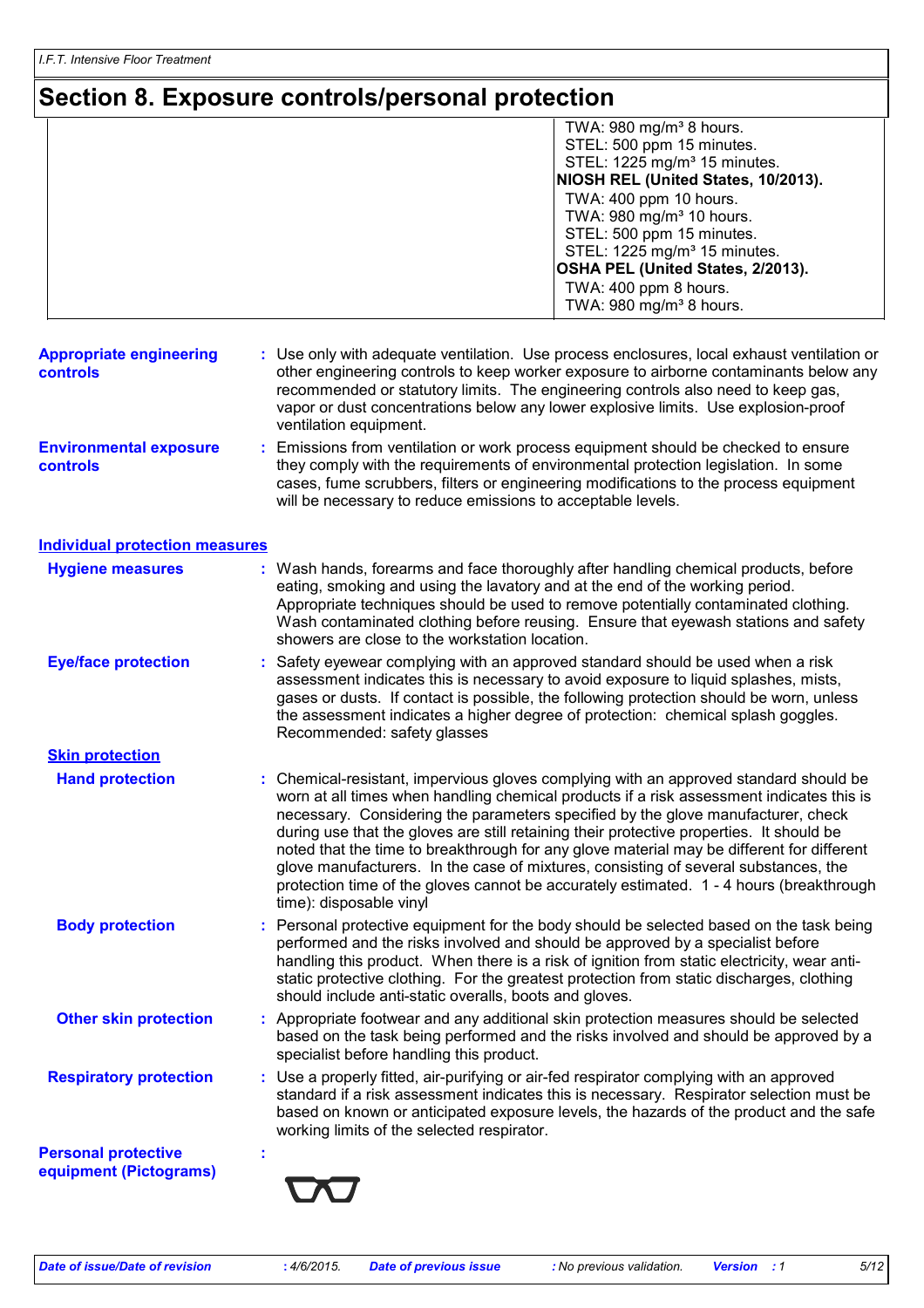# Section 8. Exposure controls/personal protection

| | |
|---|---|
| | TWA: 980 mg/m³ 8 hours.<br>STEL: 500 ppm 15 minutes.<br>STEL: 1225 mg/m³ 15 minutes.<br>**NIOSH REL (United States, 10/2013).**<br>TWA: 400 ppm 10 hours.<br>TWA: 980 mg/m³ 10 hours.<br>STEL: 500 ppm 15 minutes.<br>STEL: 1225 mg/m³ 15 minutes.<br>**OSHA PEL (United States, 2/2013).**<br>TWA: 400 ppm 8 hours.<br>TWA: 980 mg/m³ 8 hours. |

**Appropriate engineering controls** : Use only with adequate ventilation. Use process enclosures, local exhaust ventilation or other engineering controls to keep worker exposure to airborne contaminants below any recommended or statutory limits. The engineering controls also need to keep gas, vapor or dust concentrations below any lower explosive limits. Use explosion-proof ventilation equipment.

**Environmental exposure controls** : Emissions from ventilation or work process equipment should be checked to ensure they comply with the requirements of environmental protection legislation. In some cases, fume scrubbers, filters or engineering modifications to the process equipment will be necessary to reduce emissions to acceptable levels.

## Individual protection measures

**Hygiene measures** : Wash hands, forearms and face thoroughly after handling chemical products, before eating, smoking and using the lavatory and at the end of the working period. Appropriate techniques should be used to remove potentially contaminated clothing. Wash contaminated clothing before reusing. Ensure that eyewash stations and safety showers are close to the workstation location.

**Eye/face protection** : Safety eyewear complying with an approved standard should be used when a risk assessment indicates this is necessary to avoid exposure to liquid splashes, mists, gases or dusts. If contact is possible, the following protection should be worn, unless the assessment indicates a higher degree of protection: chemical splash goggles. Recommended: safety glasses

### Skin protection

**Hand protection** : Chemical-resistant, impervious gloves complying with an approved standard should be worn at all times when handling chemical products if a risk assessment indicates this is necessary. Considering the parameters specified by the glove manufacturer, check during use that the gloves are still retaining their protective properties. It should be noted that the time to breakthrough for any glove material may be different for different glove manufacturers. In the case of mixtures, consisting of several substances, the protection time of the gloves cannot be accurately estimated. 1 - 4 hours (breakthrough time): disposable vinyl

**Body protection** : Personal protective equipment for the body should be selected based on the task being performed and the risks involved and should be approved by a specialist before handling this product. When there is a risk of ignition from static electricity, wear anti-static protective clothing. For the greatest protection from static discharges, clothing should include anti-static overalls, boots and gloves.

**Other skin protection** : Appropriate footwear and any additional skin protection measures should be selected based on the task being performed and the risks involved and should be approved by a specialist before handling this product.

**Respiratory protection** : Use a properly fitted, air-purifying or air-fed respirator complying with an approved standard if a risk assessment indicates this is necessary. Respirator selection must be based on known or anticipated exposure levels, the hazards of the product and the safe working limits of the selected respirator.

**Personal protective equipment (Pictograms)** :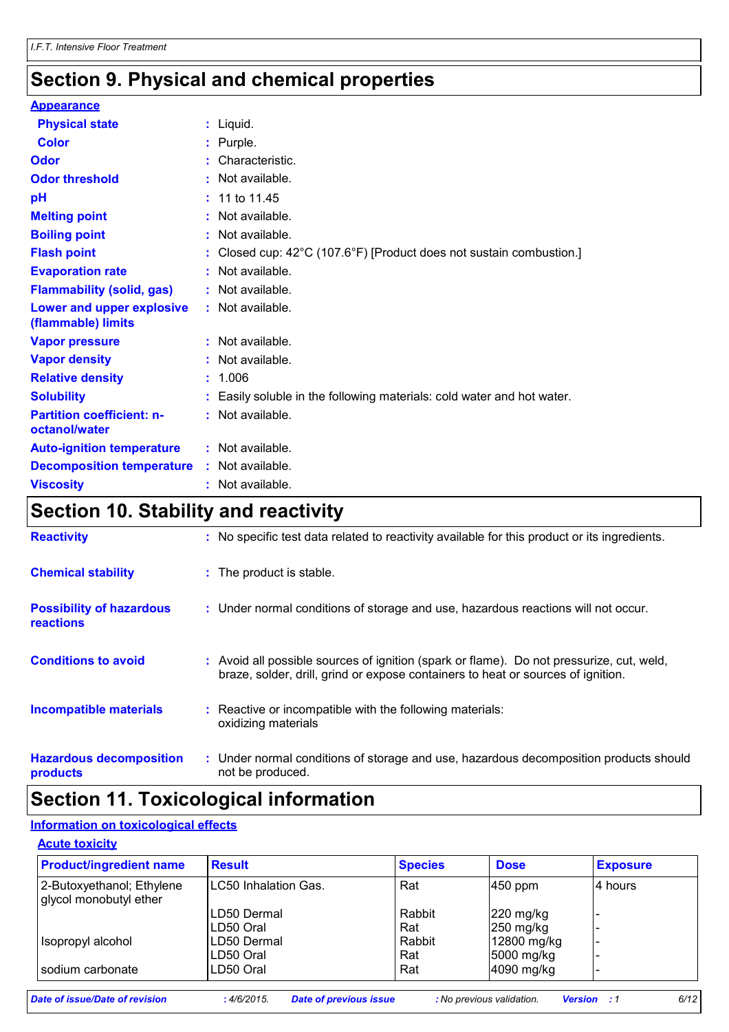# Section 9. Physical and chemical properties

**Appearance**

| | |
|---|---|
| **Physical state** | Liquid. |
| **Color** | Purple. |
| **Odor** | Characteristic. |
| **Odor threshold** | Not available. |
| **pH** | 11 to 11.45 |
| **Melting point** | Not available. |
| **Boiling point** | Not available. |
| **Flash point** | Closed cup: 42°C (107.6°F) [Product does not sustain combustion.] |
| **Evaporation rate** | Not available. |
| **Flammability (solid, gas)** | Not available. |
| **Lower and upper explosive (flammable) limits** | Not available. |
| **Vapor pressure** | Not available. |
| **Vapor density** | Not available. |
| **Relative density** | 1.006 |
| **Solubility** | Easily soluble in the following materials: cold water and hot water. |
| **Partition coefficient: n-octanol/water** | Not available. |
| **Auto-ignition temperature** | Not available. |
| **Decomposition temperature** | Not available. |
| **Viscosity** | Not available. |

# Section 10. Stability and reactivity

| | |
|---|---|
| **Reactivity** | No specific test data related to reactivity available for this product or its ingredients. |
| **Chemical stability** | The product is stable. |
| **Possibility of hazardous reactions** | Under normal conditions of storage and use, hazardous reactions will not occur. |
| **Conditions to avoid** | Avoid all possible sources of ignition (spark or flame). Do not pressurize, cut, weld, braze, solder, drill, grind or expose containers to heat or sources of ignition. |
| **Incompatible materials** | Reactive or incompatible with the following materials: oxidizing materials |
| **Hazardous decomposition products** | Under normal conditions of storage and use, hazardous decomposition products should not be produced. |

# Section 11. Toxicological information

**Information on toxicological effects**

**Acute toxicity**

| Product/ingredient name | Result | Species | Dose | Exposure |
|---|---|---|---|---|
| 2-Butoxyethanol; Ethylene glycol monobutyl ether | LC50 Inhalation Gas. | Rat | 450 ppm | 4 hours |
| | LD50 Dermal | Rabbit | 220 mg/kg | - |
| | LD50 Oral | Rat | 250 mg/kg | - |
| Isopropyl alcohol | LD50 Dermal | Rabbit | 12800 mg/kg | - |
| | LD50 Oral | Rat | 5000 mg/kg | - |
| sodium carbonate | LD50 Oral | Rat | 4090 mg/kg | - |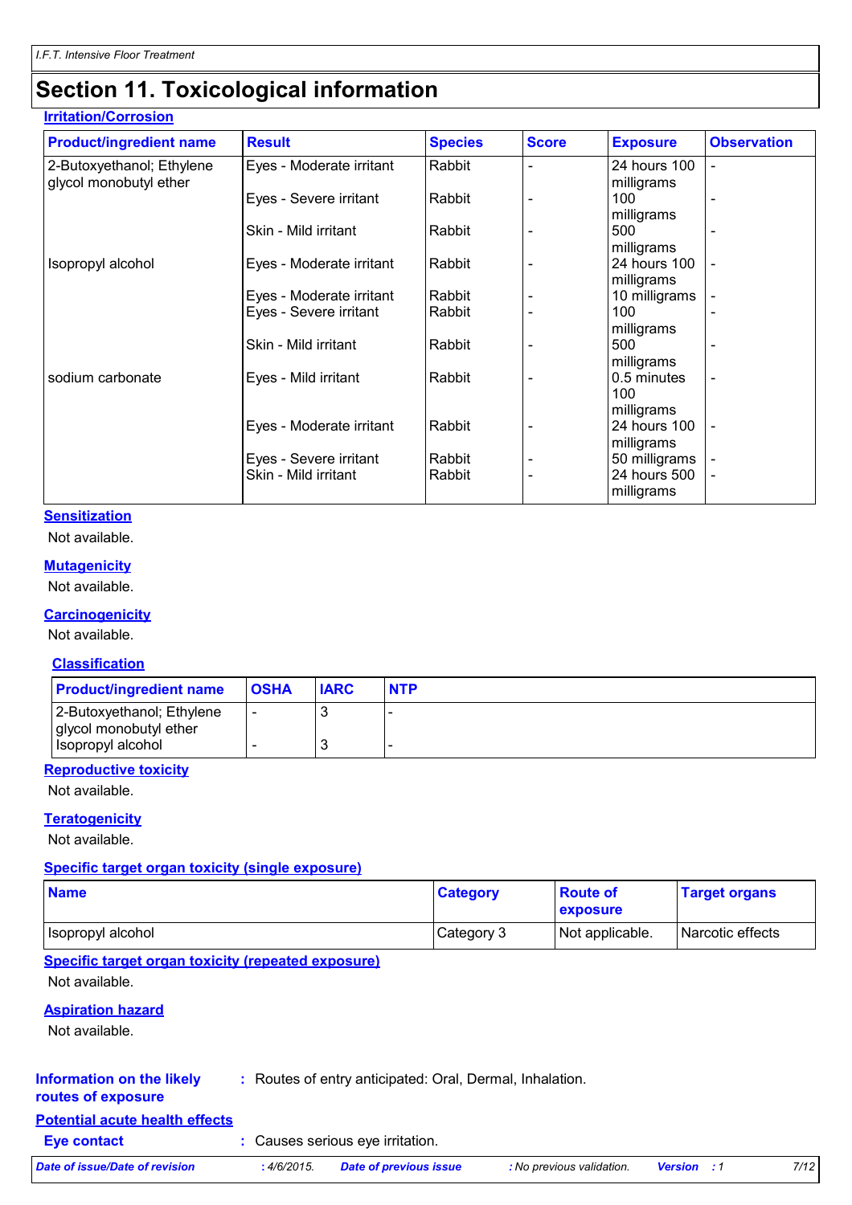## Section 11. Toxicological information

**Irritation/Corrosion**

| Product/ingredient name | Result | Species | Score | Exposure | Observation |
|---|---|---|---|---|---|
| 2-Butoxyethanol; Ethylene glycol monobutyl ether | Eyes - Moderate irritant | Rabbit | - | 24 hours 100 milligrams | - |
| | Eyes - Severe irritant | Rabbit | - | 100 milligrams | - |
| | Skin - Mild irritant | Rabbit | - | 500 milligrams | - |
| Isopropyl alcohol | Eyes - Moderate irritant | Rabbit | - | 24 hours 100 milligrams | - |
| | Eyes - Moderate irritant | Rabbit | - | 10 milligrams | - |
| | Eyes - Severe irritant | Rabbit | - | 100 milligrams | - |
| | Skin - Mild irritant | Rabbit | - | 500 milligrams | - |
| sodium carbonate | Eyes - Mild irritant | Rabbit | - | 0.5 minutes 100 milligrams | - |
| | Eyes - Moderate irritant | Rabbit | - | 24 hours 100 milligrams | - |
| | Eyes - Severe irritant | Rabbit | - | 50 milligrams | - |
| | Skin - Mild irritant | Rabbit | - | 24 hours 500 milligrams | - |

**Sensitization**

Not available.

**Mutagenicity**

Not available.

**Carcinogenicity**

Not available.

**Classification**

| Product/ingredient name | OSHA | IARC | NTP |
|---|---|---|---|
| 2-Butoxyethanol; Ethylene glycol monobutyl ether | - | 3 | - |
| Isopropyl alcohol | - | 3 | - |

**Reproductive toxicity**

Not available.

**Teratogenicity**

Not available.

**Specific target organ toxicity (single exposure)**

| Name | Category | Route of exposure | Target organs |
|---|---|---|---|
| Isopropyl alcohol | Category 3 | Not applicable. | Narcotic effects |

**Specific target organ toxicity (repeated exposure)**

Not available.

**Aspiration hazard**

Not available.

**Information on the likely routes of exposure** : Routes of entry anticipated: Oral, Dermal, Inhalation.

**Potential acute health effects**

**Eye contact** : Causes serious eye irritation.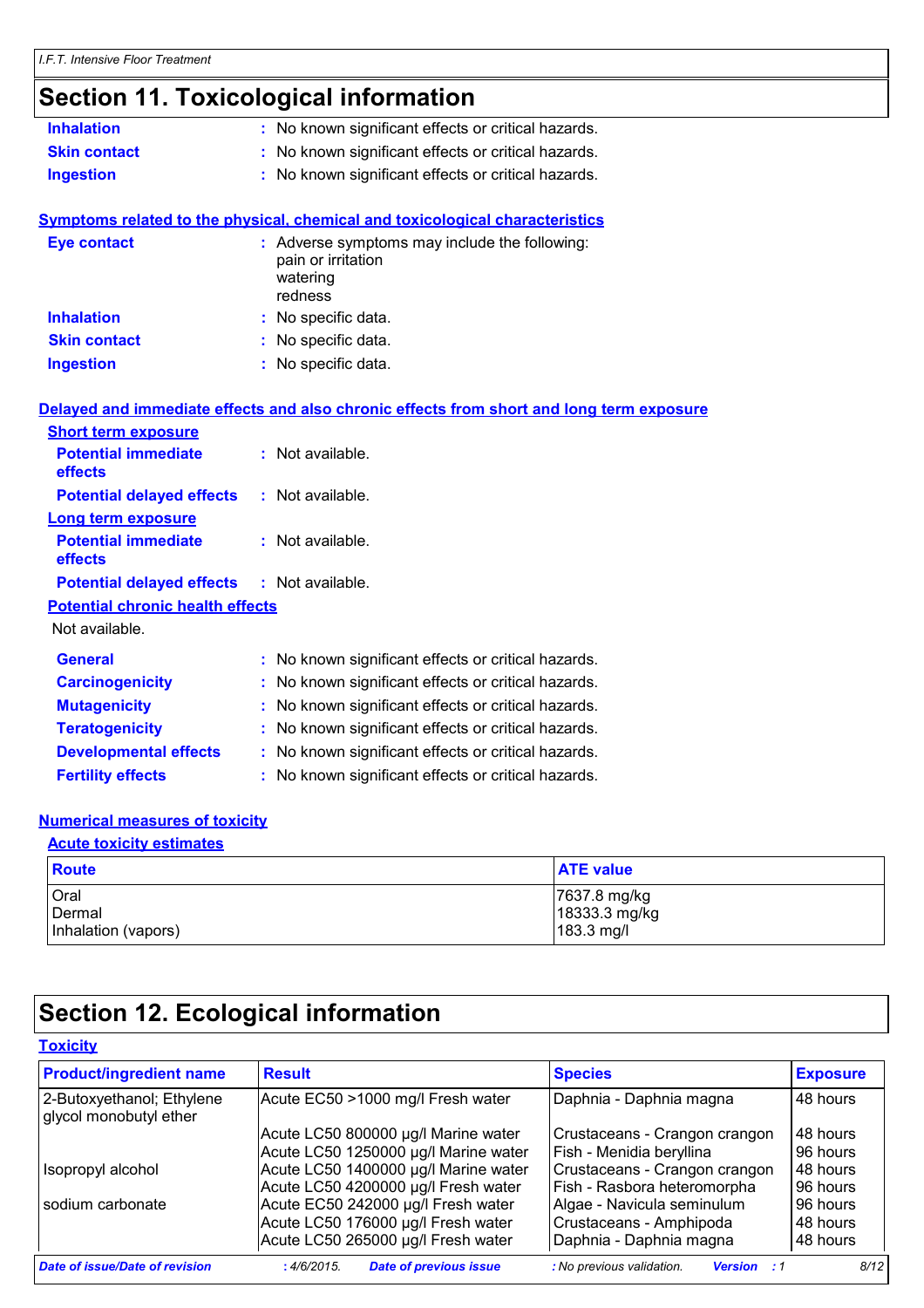## Section 11. Toxicological information

**Inhalation** : No known significant effects or critical hazards.

**Skin contact** : No known significant effects or critical hazards.

**Ingestion** : No known significant effects or critical hazards.

### Symptoms related to the physical, chemical and toxicological characteristics

**Eye contact** : Adverse symptoms may include the following:
pain or irritation
watering
redness

**Inhalation** : No specific data.

**Skin contact** : No specific data.

**Ingestion** : No specific data.

### Delayed and immediate effects and also chronic effects from short and long term exposure

**Short term exposure**

**Potential immediate effects** : Not available.

**Potential delayed effects** : Not available.

**Long term exposure**

**Potential immediate effects** : Not available.

**Potential delayed effects** : Not available.

**Potential chronic health effects**

Not available.

**General** : No known significant effects or critical hazards.

**Carcinogenicity** : No known significant effects or critical hazards.

**Mutagenicity** : No known significant effects or critical hazards.

**Teratogenicity** : No known significant effects or critical hazards.

**Developmental effects** : No known significant effects or critical hazards.

**Fertility effects** : No known significant effects or critical hazards.

### Numerical measures of toxicity

**Acute toxicity estimates**

| Route | ATE value |
|---|---|
| Oral | 7637.8 mg/kg |
| Dermal | 18333.3 mg/kg |
| Inhalation (vapors) | 183.3 mg/l |

## Section 12. Ecological information

### Toxicity

| Product/ingredient name | Result | Species | Exposure |
|---|---|---|---|
| 2-Butoxyethanol; Ethylene glycol monobutyl ether | Acute EC50 >1000 mg/l Fresh water | Daphnia - Daphnia magna | 48 hours |
| | Acute LC50 800000 µg/l Marine water | Crustaceans - Crangon crangon | 48 hours |
| | Acute LC50 1250000 µg/l Marine water | Fish - Menidia beryllina | 96 hours |
| Isopropyl alcohol | Acute LC50 1400000 µg/l Marine water | Crustaceans - Crangon crangon | 48 hours |
| | Acute LC50 4200000 µg/l Fresh water | Fish - Rasbora heteromorpha | 96 hours |
| sodium carbonate | Acute EC50 242000 µg/l Fresh water | Algae - Navicula seminulum | 96 hours |
| | Acute LC50 176000 µg/l Fresh water | Crustaceans - Amphipoda | 48 hours |
| | Acute LC50 265000 µg/l Fresh water | Daphnia - Daphnia magna | 48 hours |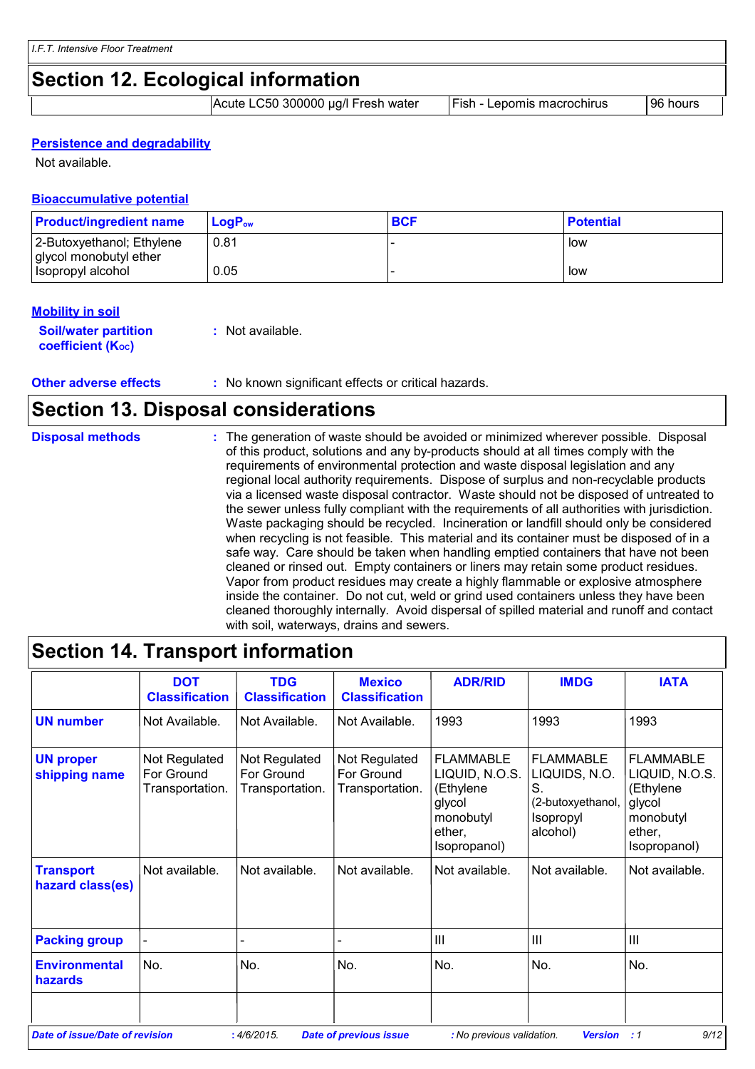## Section 12. Ecological information

| | | | |
|---|---|---|---|
| | Acute LC50 300000 µg/l Fresh water | Fish - Lepomis macrochirus | 96 hours |

**Persistence and degradability**

Not available.

**Bioaccumulative potential**

| Product/ingredient name | $LogP_{ow}$ | BCF | Potential |
|---|---|---|---|
| 2-Butoxyethanol; Ethylene glycol monobutyl ether | 0.81 | - | low |
| Isopropyl alcohol | 0.05 | - | low |

**Mobility in soil**

**Soil/water partition coefficient ($K_{OC}$)** : Not available.

**Other adverse effects** : No known significant effects or critical hazards.

## Section 13. Disposal considerations

**Disposal methods** : The generation of waste should be avoided or minimized wherever possible. Disposal of this product, solutions and any by-products should at all times comply with the requirements of environmental protection and waste disposal legislation and any regional local authority requirements. Dispose of surplus and non-recyclable products via a licensed waste disposal contractor. Waste should not be disposed of untreated to the sewer unless fully compliant with the requirements of all authorities with jurisdiction. Waste packaging should be recycled. Incineration or landfill should only be considered when recycling is not feasible. This material and its container must be disposed of in a safe way. Care should be taken when handling emptied containers that have not been cleaned or rinsed out. Empty containers or liners may retain some product residues. Vapor from product residues may create a highly flammable or explosive atmosphere inside the container. Do not cut, weld or grind used containers unless they have been cleaned thoroughly internally. Avoid dispersal of spilled material and runoff and contact with soil, waterways, drains and sewers.

## Section 14. Transport information

| | DOT Classification | TDG Classification | Mexico Classification | ADR/RID | IMDG | IATA |
|---|---|---|---|---|---|---|
| UN number | Not Available. | Not Available. | Not Available. | 1993 | 1993 | 1993 |
| UN proper shipping name | Not Regulated For Ground Transportation. | Not Regulated For Ground Transportation. | Not Regulated For Ground Transportation. | FLAMMABLE LIQUID, N.O.S. (Ethylene glycol monobutyl ether, Isopropanol) | FLAMMABLE LIQUIDS, N.O.S. (2-butoxyethanol, Isopropyl alcohol) | FLAMMABLE LIQUID, N.O.S. (Ethylene glycol monobutyl ether, Isopropanol) |
| Transport hazard class(es) | Not available. | Not available. | Not available. | Not available. | Not available. | Not available. |
| Packing group | - | - | - | III | III | III |
| Environmental hazards | No. | No. | No. | No. | No. | No. |
| | | | | | | |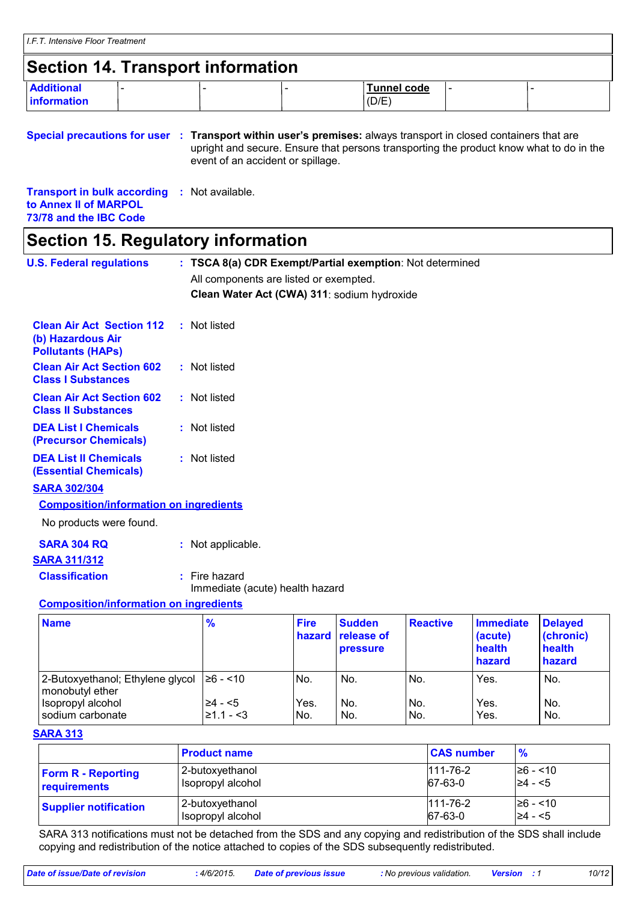## Section 14. Transport information

| Additional information | - | - | - | Tunnel code (D/E) | - | - |
|---|---|---|---|---|---|---|

**Special precautions for user** : **Transport within user's premises:** always transport in closed containers that are upright and secure. Ensure that persons transporting the product know what to do in the event of an accident or spillage.

**Transport in bulk according to Annex II of MARPOL 73/78 and the IBC Code** : Not available.

## Section 15. Regulatory information

**U.S. Federal regulations** : **TSCA 8(a) CDR Exempt/Partial exemption**: Not determined

All components are listed or exempted.

**Clean Water Act (CWA) 311**: sodium hydroxide

**Clean Air Act Section 112 (b) Hazardous Air Pollutants (HAPs)** : Not listed

**Clean Air Act Section 602 Class I Substances** : Not listed

**Clean Air Act Section 602 Class II Substances** : Not listed

**DEA List I Chemicals (Precursor Chemicals)** : Not listed

**DEA List II Chemicals (Essential Chemicals)** : Not listed

**SARA 302/304**

**Composition/information on ingredients**

No products were found.

**SARA 304 RQ** : Not applicable.

**SARA 311/312**

**Classification** : Fire hazard
Immediate (acute) health hazard

**Composition/information on ingredients**

| Name | % | Fire hazard | Sudden release of pressure | Reactive | Immediate (acute) health hazard | Delayed (chronic) health hazard |
|---|---|---|---|---|---|---|
| 2-Butoxyethanol; Ethylene glycol monobutyl ether | ≥6 - <10 | No. | No. | No. | Yes. | No. |
| Isopropyl alcohol | ≥4 - <5 | Yes. | No. | No. | Yes. | No. |
| sodium carbonate | ≥1.1 - <3 | No. | No. | No. | Yes. | No. |

**SARA 313**

| | Product name | CAS number | % |
|---|---|---|---|
| Form R - Reporting requirements | 2-butoxyethanol<br>Isopropyl alcohol | 111-76-2<br>67-63-0 | ≥6 - <10<br>≥4 - <5 |
| Supplier notification | 2-butoxyethanol<br>Isopropyl alcohol | 111-76-2<br>67-63-0 | ≥6 - <10<br>≥4 - <5 |

SARA 313 notifications must not be detached from the SDS and any copying and redistribution of the SDS shall include copying and redistribution of the notice attached to copies of the SDS subsequently redistributed.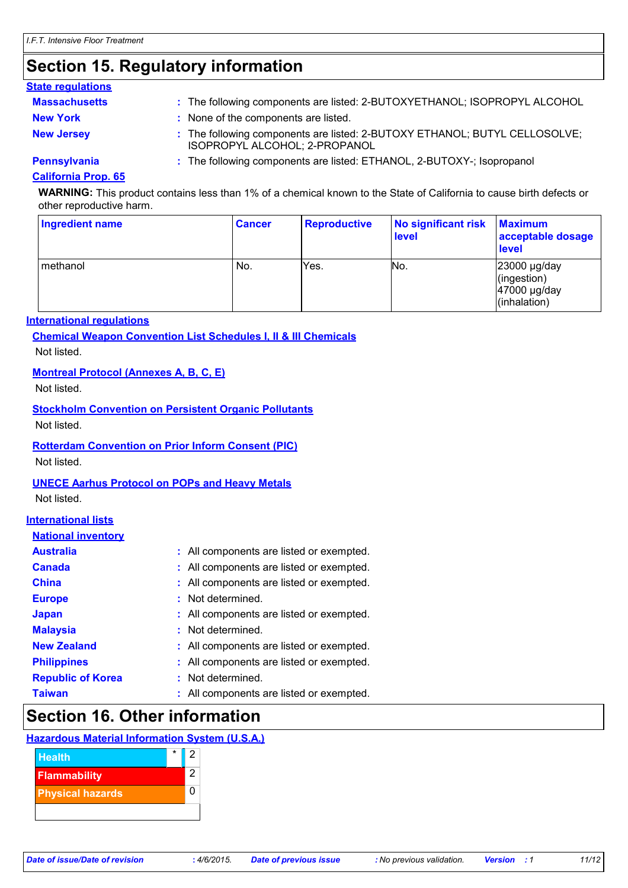# Section 15. Regulatory information

**State regulations**

**Massachusetts** : The following components are listed: 2-BUTOXYETHANOL; ISOPROPYL ALCOHOL

**New York** : None of the components are listed.

**New Jersey** : The following components are listed: 2-BUTOXY ETHANOL; BUTYL CELLOSOLVE; ISOPROPYL ALCOHOL; 2-PROPANOL

**Pennsylvania** : The following components are listed: ETHANOL, 2-BUTOXY-; Isopropanol

**California Prop. 65**

**WARNING:** This product contains less than 1% of a chemical known to the State of California to cause birth defects or other reproductive harm.

| Ingredient name | Cancer | Reproductive | No significant risk level | Maximum acceptable dosage level |
|---|---|---|---|---|
| methanol | No. | Yes. | No. | 23000 µg/day (ingestion) 47000 µg/day (inhalation) |

**International regulations**

**Chemical Weapon Convention List Schedules I, II & III Chemicals**

Not listed.

**Montreal Protocol (Annexes A, B, C, E)**

Not listed.

**Stockholm Convention on Persistent Organic Pollutants**

Not listed.

**Rotterdam Convention on Prior Inform Consent (PIC)**

Not listed.

**UNECE Aarhus Protocol on POPs and Heavy Metals**

Not listed.

**International lists**

**National inventory**

**Australia** : All components are listed or exempted.

**Canada** : All components are listed or exempted.

**China** : All components are listed or exempted.

**Europe** : Not determined.

**Japan** : All components are listed or exempted.

**Malaysia** : Not determined.

**New Zealand** : All components are listed or exempted.

**Philippines** : All components are listed or exempted.

**Republic of Korea** : Not determined.

**Taiwan** : All components are listed or exempted.

# Section 16. Other information

**Hazardous Material Information System (U.S.A.)**

| Hazard | | Rating |
|---|---|---|
| Health | * | 2 |
| Flammability | | 2 |
| Physical hazards | | 0 |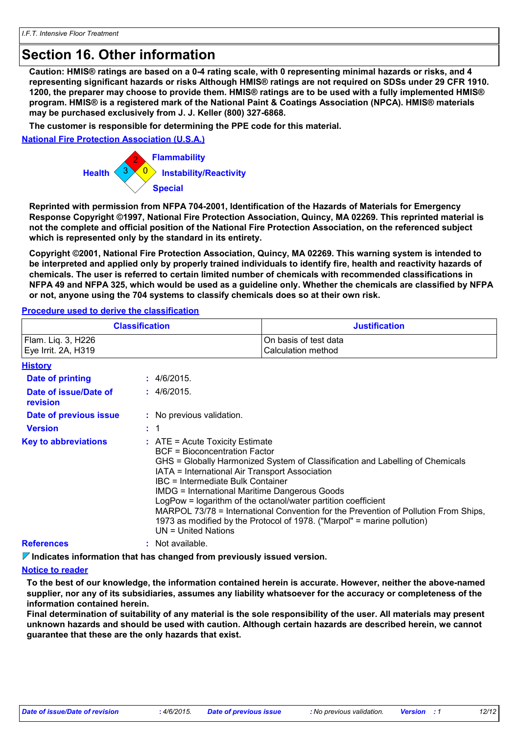# Section 16. Other information

**Caution: HMIS® ratings are based on a 0-4 rating scale, with 0 representing minimal hazards or risks, and 4 representing significant hazards or risks Although HMIS® ratings are not required on SDSs under 29 CFR 1910. 1200, the preparer may choose to provide them. HMIS® ratings are to be used with a fully implemented HMIS® program. HMIS® is a registered mark of the National Paint & Coatings Association (NPCA). HMIS® materials may be purchased exclusively from J. J. Keller (800) 327-6868.**

**The customer is responsible for determining the PPE code for this material.**

**National Fire Protection Association (U.S.A.)**

Flammability: 2
Health: 3
Instability/Reactivity: 0
Special

**Reprinted with permission from NFPA 704-2001, Identification of the Hazards of Materials for Emergency Response Copyright ©1997, National Fire Protection Association, Quincy, MA 02269. This reprinted material is not the complete and official position of the National Fire Protection Association, on the referenced subject which is represented only by the standard in its entirety.**

**Copyright ©2001, National Fire Protection Association, Quincy, MA 02269. This warning system is intended to be interpreted and applied only by properly trained individuals to identify fire, health and reactivity hazards of chemicals. The user is referred to certain limited number of chemicals with recommended classifications in NFPA 49 and NFPA 325, which would be used as a guideline only. Whether the chemicals are classified by NFPA or not, anyone using the 704 systems to classify chemicals does so at their own risk.**

**Procedure used to derive the classification**

| Classification | Justification |
|---|---|
| Flam. Liq. 3, H226 | On basis of test data |
| Eye Irrit. 2A, H319 | Calculation method |

**History**

**Date of printing** : 4/6/2015.

**Date of issue/Date of revision** : 4/6/2015.

**Date of previous issue** : No previous validation.

**Version** : 1

**Key to abbreviations** :
ATE = Acute Toxicity Estimate
BCF = Bioconcentration Factor
GHS = Globally Harmonized System of Classification and Labelling of Chemicals
IATA = International Air Transport Association
IBC = Intermediate Bulk Container
IMDG = International Maritime Dangerous Goods
LogPow = logarithm of the octanol/water partition coefficient
MARPOL 73/78 = International Convention for the Prevention of Pollution From Ships, 1973 as modified by the Protocol of 1978. ("Marpol" = marine pollution)
UN = United Nations

**References** : Not available.

**Indicates information that has changed from previously issued version.**

**Notice to reader**

**To the best of our knowledge, the information contained herein is accurate. However, neither the above-named supplier, nor any of its subsidiaries, assumes any liability whatsoever for the accuracy or completeness of the information contained herein.**

**Final determination of suitability of any material is the sole responsibility of the user. All materials may present unknown hazards and should be used with caution. Although certain hazards are described herein, we cannot guarantee that these are the only hazards that exist.**